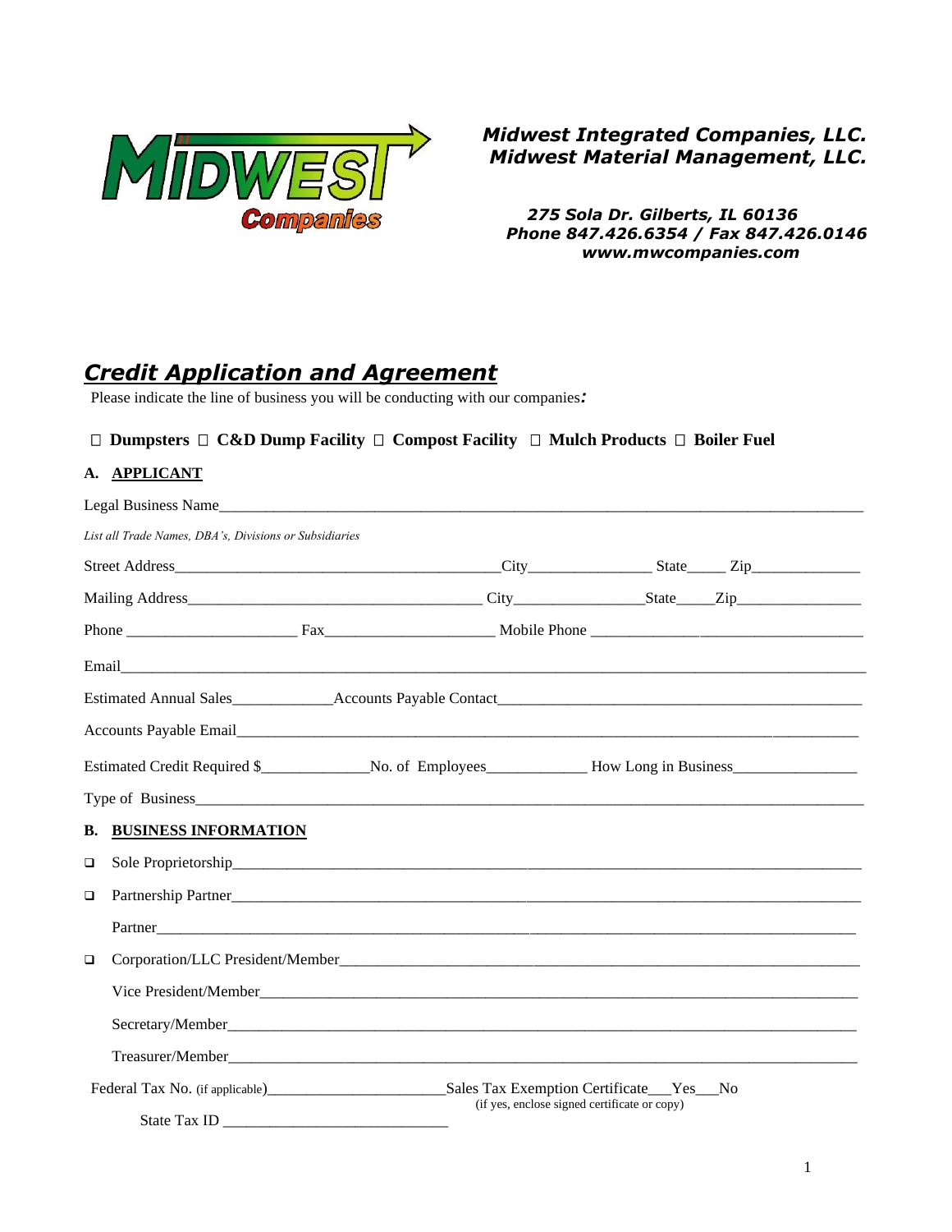***Midwest Integrated Companies, LLC.***
***Midwest Material Management, LLC.***

*275 Sola Dr. Gilberts, IL 60136*
*Phone 847.426.6354 / Fax 847.426.0146*
*www.mwcompanies.com*

# *Credit Application and Agreement*

Please indicate the line of business you will be conducting with our companies*:*

☐ **Dumpsters** ☐ **C&D Dump Facility** ☐ **Compost Facility** ☐ **Mulch Products** ☐ **Boiler Fuel**

## A. APPLICANT

Legal Business Name_______________________________________________

*List all Trade Names, DBA's, Divisions or Subsidiaries*

Street Address_______________________City_____________ State_____ Zip_____________

Mailing Address_______________________ City_____________State_____Zip_____________

Phone _________________ Fax_________________ Mobile Phone _____________________

Email_______________________________________________

Estimated Annual Sales____________Accounts Payable Contact_____________________________

Accounts Payable Email_______________________________________________

Estimated Credit Required $_____________No. of Employees____________ How Long in Business_______________

Type of Business_______________________________________________

## B. BUSINESS INFORMATION

❑ Sole Proprietorship_______________________________________________

❑ Partnership Partner_______________________________________________

Partner_______________________________________________

❑ Corporation/LLC President/Member_______________________________________________

Vice President/Member_______________________________________________

Secretary/Member_______________________________________________

Treasurer/Member_______________________________________________

Federal Tax No. (if applicable)_____________________Sales Tax Exemption Certificate___Yes___No
(if yes, enclose signed certificate or copy)

State Tax ID ___________________________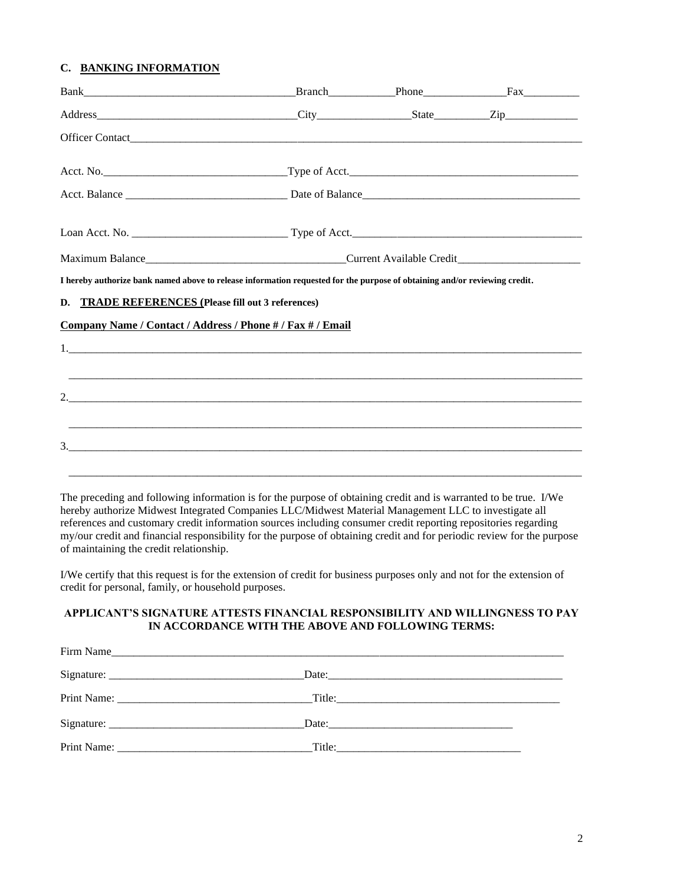## C. BANKING INFORMATION

Bank_______________________________________Branch____________Phone_______________Fax__________

Address____________________________________City_________________State__________Zip_____________

Officer Contact_______________________________________________________________________________________

Acct. No.__________________________________Type of Acct.__________________________________________

Acct. Balance _____________________________ Date of Balance_______________________________________

Loan Acct. No. ____________________________ Type of Acct._________________________________________

Maximum Balance____________________________________Current Available Credit______________________

**I hereby authorize bank named above to release information requested for the purpose of obtaining and/or reviewing credit.**

## D. TRADE REFERENCES (Please fill out 3 references)

**Company Name / Contact / Address / Phone # / Fax # / Email**

1.____________________________________________________________________________________________

______________________________________________________________________________________________

2.____________________________________________________________________________________________

______________________________________________________________________________________________

3.____________________________________________________________________________________________

______________________________________________________________________________________________

The preceding and following information is for the purpose of obtaining credit and is warranted to be true. I/We hereby authorize Midwest Integrated Companies LLC/Midwest Material Management LLC to investigate all references and customary credit information sources including consumer credit reporting repositories regarding my/our credit and financial responsibility for the purpose of obtaining credit and for periodic review for the purpose of maintaining the credit relationship.

I/We certify that this request is for the extension of credit for business purposes only and not for the extension of credit for personal, family, or household purposes.

**APPLICANT'S SIGNATURE ATTESTS FINANCIAL RESPONSIBILITY AND WILLINGNESS TO PAY IN ACCORDANCE WITH THE ABOVE AND FOLLOWING TERMS:**

Firm Name_____________________________________________________________________________________

Signature: ___________________________________Date:____________________________________________

Print Name: __________________________________Title:____________________________________________

Signature: ___________________________________Date:__________________________________

Print Name: __________________________________Title:__________________________________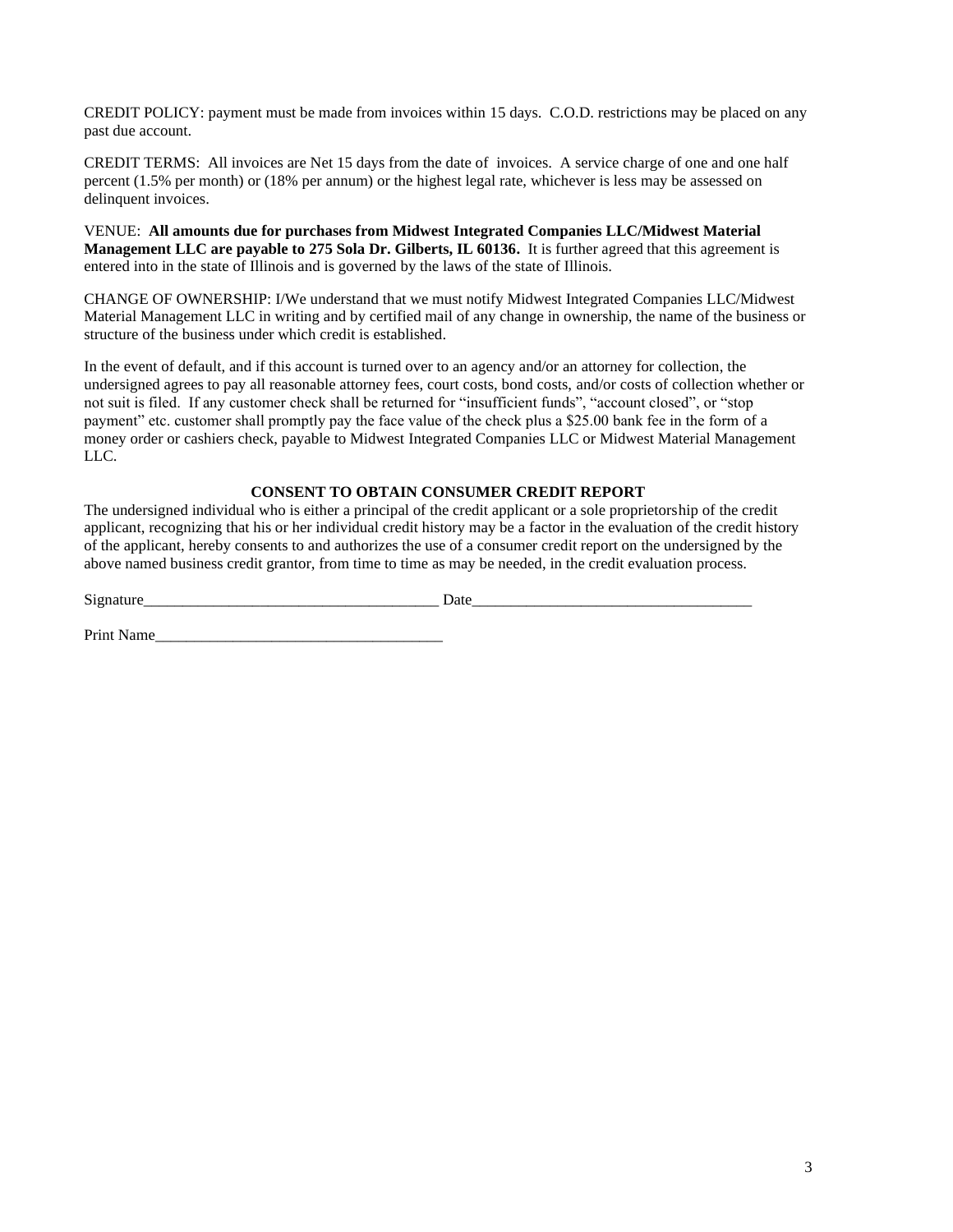CREDIT POLICY: payment must be made from invoices within 15 days.  C.O.D. restrictions may be placed on any past due account.

CREDIT TERMS:  All invoices are Net 15 days from the date of  invoices.  A service charge of one and one half percent (1.5% per month) or (18% per annum) or the highest legal rate, whichever is less may be assessed on delinquent invoices.

VENUE:  **All amounts due for purchases from Midwest Integrated Companies LLC/Midwest Material Management LLC are payable to 275 Sola Dr. Gilberts, IL 60136.**  It is further agreed that this agreement is entered into in the state of Illinois and is governed by the laws of the state of Illinois.

CHANGE OF OWNERSHIP: I/We understand that we must notify Midwest Integrated Companies LLC/Midwest Material Management LLC in writing and by certified mail of any change in ownership, the name of the business or structure of the business under which credit is established.

In the event of default, and if this account is turned over to an agency and/or an attorney for collection, the undersigned agrees to pay all reasonable attorney fees, court costs, bond costs, and/or costs of collection whether or not suit is filed.  If any customer check shall be returned for "insufficient funds", "account closed", or "stop payment" etc. customer shall promptly pay the face value of the check plus a $25.00 bank fee in the form of a money order or cashiers check, payable to Midwest Integrated Companies LLC or Midwest Material Management LLC.

**CONSENT TO OBTAIN CONSUMER CREDIT REPORT**

The undersigned individual who is either a principal of the credit applicant or a sole proprietorship of the credit applicant, recognizing that his or her individual credit history may be a factor in the evaluation of the credit history of the applicant, hereby consents to and authorizes the use of a consumer credit report on the undersigned by the above named business credit grantor, from time to time as may be needed, in the credit evaluation process.

Signature_____________________________________ Date___________________________________

Print Name____________________________________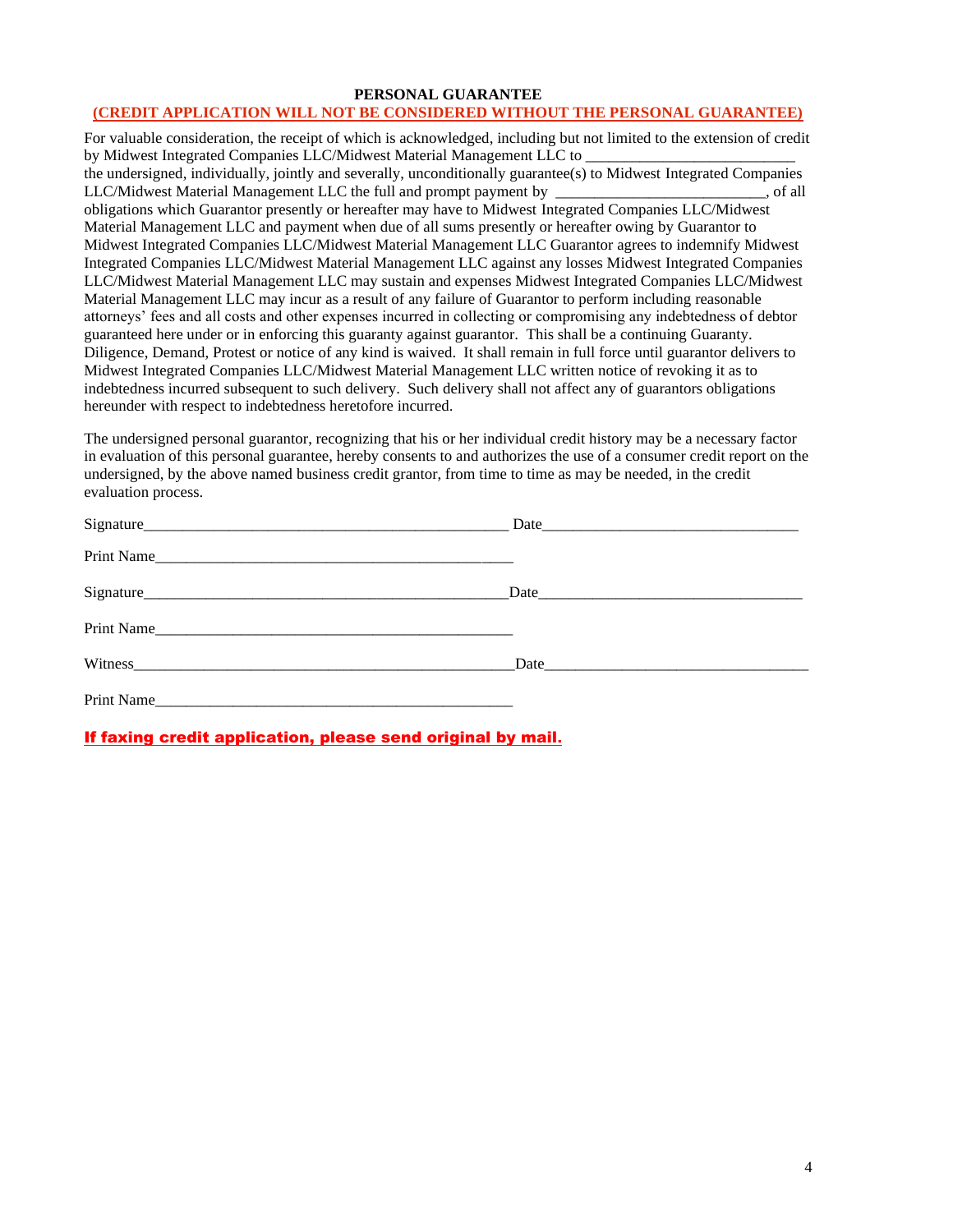**PERSONAL GUARANTEE**

**(CREDIT APPLICATION WILL NOT BE CONSIDERED WITHOUT THE PERSONAL GUARANTEE)**

For valuable consideration, the receipt of which is acknowledged, including but not limited to the extension of credit by Midwest Integrated Companies LLC/Midwest Material Management LLC to ___________________________ the undersigned, individually, jointly and severally, unconditionally guarantee(s) to Midwest Integrated Companies LLC/Midwest Material Management LLC the full and prompt payment by ___________________________, of all obligations which Guarantor presently or hereafter may have to Midwest Integrated Companies LLC/Midwest Material Management LLC and payment when due of all sums presently or hereafter owing by Guarantor to Midwest Integrated Companies LLC/Midwest Material Management LLC Guarantor agrees to indemnify Midwest Integrated Companies LLC/Midwest Material Management LLC against any losses Midwest Integrated Companies LLC/Midwest Material Management LLC may sustain and expenses Midwest Integrated Companies LLC/Midwest Material Management LLC may incur as a result of any failure of Guarantor to perform including reasonable attorneys' fees and all costs and other expenses incurred in collecting or compromising any indebtedness of debtor guaranteed here under or in enforcing this guaranty against guarantor. This shall be a continuing Guaranty. Diligence, Demand, Protest or notice of any kind is waived. It shall remain in full force until guarantor delivers to Midwest Integrated Companies LLC/Midwest Material Management LLC written notice of revoking it as to indebtedness incurred subsequent to such delivery. Such delivery shall not affect any of guarantors obligations hereunder with respect to indebtedness heretofore incurred.

The undersigned personal guarantor, recognizing that his or her individual credit history may be a necessary factor in evaluation of this personal guarantee, hereby consents to and authorizes the use of a consumer credit report on the undersigned, by the above named business credit grantor, from time to time as may be needed, in the credit evaluation process.

Signature_______________________________________________ Date________________________________

Print Name_____________________________________________

Signature_______________________________________________ Date________________________________

Print Name_____________________________________________

Witness_________________________________________________ Date________________________________

Print Name_____________________________________________

**If faxing credit application, please send original by mail.**